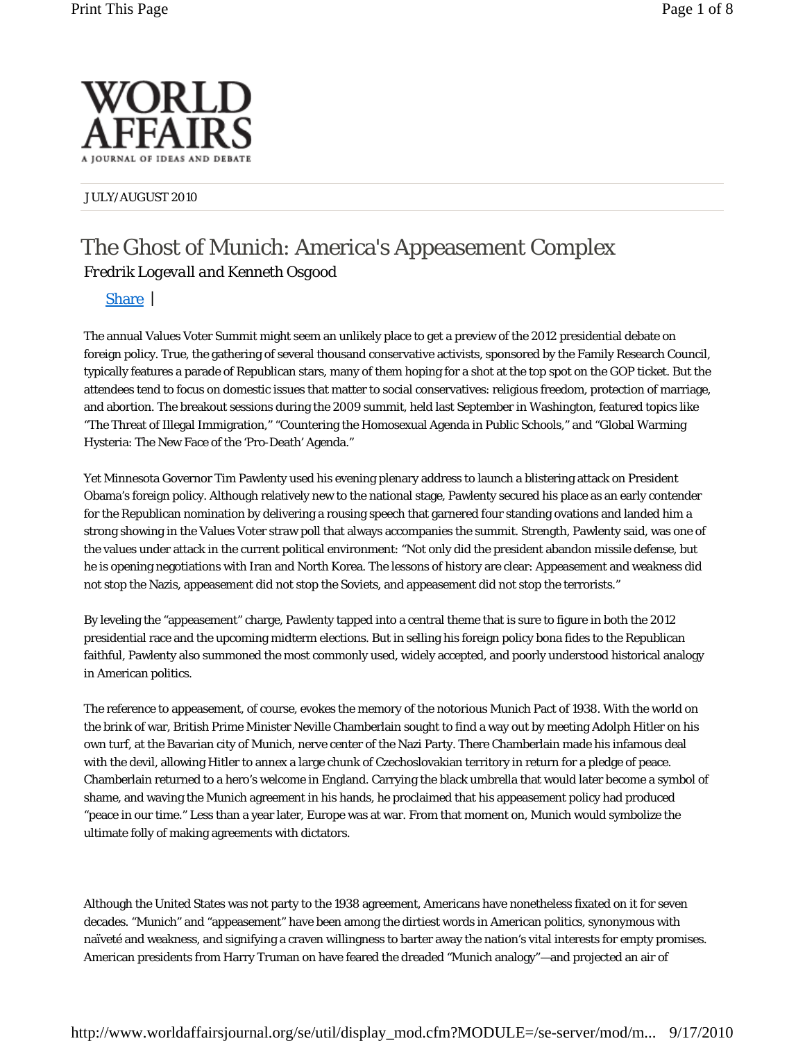WORLD AFFAIRS

A JOURNAL OF IDEAS AND DEBATE

JULY/AUGUST 2010

# The Ghost of Munich: America's Appeasement Complex

*Fredrik Logevall and Kenneth Osgood*

Share |

The annual Values Voter Summit might seem an unlikely place to get a preview of the 2012 presidential debate on foreign policy. True, the gathering of several thousand conservative activists, sponsored by the Family Research Council, typically features a parade of Republican stars, many of them hoping for a shot at the top spot on the GOP ticket. But the attendees tend to focus on domestic issues that matter to social conservatives: religious freedom, protection of marriage, and abortion. The breakout sessions during the 2009 summit, held last September in Washington, featured topics like "The Threat of Illegal Immigration," "Countering the Homosexual Agenda in Public Schools," and "Global Warming Hysteria: The New Face of the 'Pro-Death' Agenda."

Yet Minnesota Governor Tim Pawlenty used his evening plenary address to launch a blistering attack on President Obama's foreign policy. Although relatively new to the national stage, Pawlenty secured his place as an early contender for the Republican nomination by delivering a rousing speech that garnered four standing ovations and landed him a strong showing in the Values Voter straw poll that always accompanies the summit. Strength, Pawlenty said, was one of the values under attack in the current political environment: "Not only did the president abandon missile defense, but he is opening negotiations with Iran and North Korea. The lessons of history are clear: Appeasement and weakness did not stop the Nazis, appeasement did not stop the Soviets, and appeasement did not stop the terrorists."

By leveling the "appeasement" charge, Pawlenty tapped into a central theme that is sure to figure in both the 2012 presidential race and the upcoming midterm elections. But in selling his foreign policy bona fides to the Republican faithful, Pawlenty also summoned the most commonly used, widely accepted, and poorly understood historical analogy in American politics.

The reference to appeasement, of course, evokes the memory of the notorious Munich Pact of 1938. With the world on the brink of war, British Prime Minister Neville Chamberlain sought to find a way out by meeting Adolph Hitler on his own turf, at the Bavarian city of Munich, nerve center of the Nazi Party. There Chamberlain made his infamous deal with the devil, allowing Hitler to annex a large chunk of Czechoslovakian territory in return for a pledge of peace. Chamberlain returned to a hero's welcome in England. Carrying the black umbrella that would later become a symbol of shame, and waving the Munich agreement in his hands, he proclaimed that his appeasement policy had produced "peace in our time." Less than a year later, Europe was at war. From that moment on, Munich would symbolize the ultimate folly of making agreements with dictators.

Although the United States was not party to the 1938 agreement, Americans have nonetheless fixated on it for seven decades. "Munich" and "appeasement" have been among the dirtiest words in American politics, synonymous with naïveté and weakness, and signifying a craven willingness to barter away the nation's vital interests for empty promises. American presidents from Harry Truman on have feared the dreaded "Munich analogy"—and projected an air of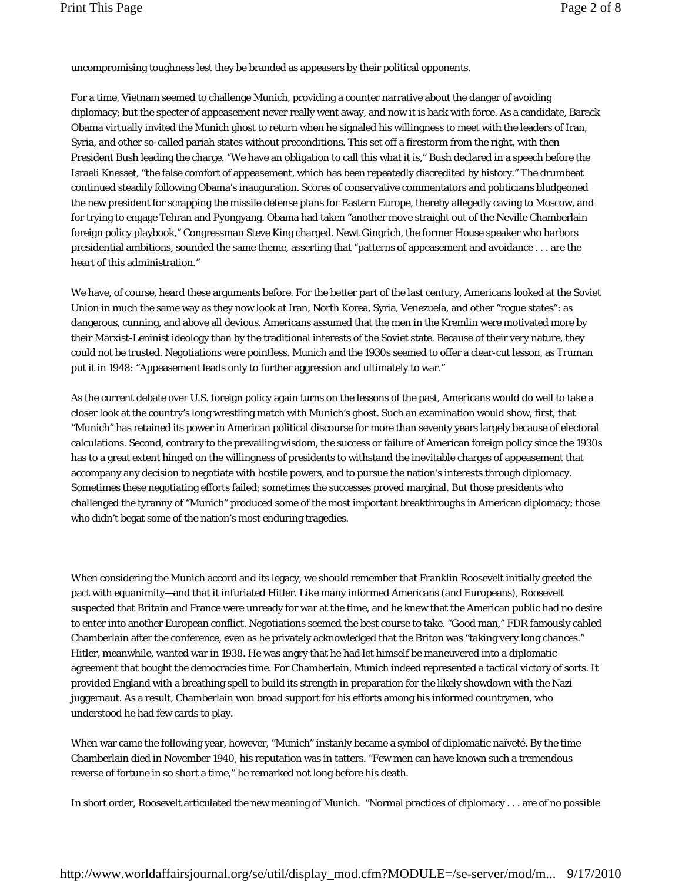uncompromising toughness lest they be branded as appeasers by their political opponents.

For a time, Vietnam seemed to challenge Munich, providing a counter narrative about the danger of avoiding diplomacy; but the specter of appeasement never really went away, and now it is back with force. As a candidate, Barack Obama virtually invited the Munich ghost to return when he signaled his willingness to meet with the leaders of Iran, Syria, and other so-called pariah states without preconditions. This set off a firestorm from the right, with then President Bush leading the charge. "We have an obligation to call this what it is," Bush declared in a speech before the Israeli Knesset, "the false comfort of appeasement, which has been repeatedly discredited by history." The drumbeat continued steadily following Obama's inauguration. Scores of conservative commentators and politicians bludgeoned the new president for scrapping the missile defense plans for Eastern Europe, thereby allegedly caving to Moscow, and for trying to engage Tehran and Pyongyang. Obama had taken "another move straight out of the Neville Chamberlain foreign policy playbook," Congressman Steve King charged. Newt Gingrich, the former House speaker who harbors presidential ambitions, sounded the same theme, asserting that "patterns of appeasement and avoidance . . . are the heart of this administration."

We have, of course, heard these arguments before. For the better part of the last century, Americans looked at the Soviet Union in much the same way as they now look at Iran, North Korea, Syria, Venezuela, and other "rogue states": as dangerous, cunning, and above all devious. Americans assumed that the men in the Kremlin were motivated more by their Marxist-Leninist ideology than by the traditional interests of the Soviet state. Because of their very nature, they could not be trusted. Negotiations were pointless. Munich and the 1930s seemed to offer a clear-cut lesson, as Truman put it in 1948: "Appeasement leads only to further aggression and ultimately to war."

As the current debate over U.S. foreign policy again turns on the lessons of the past, Americans would do well to take a closer look at the country's long wrestling match with Munich's ghost. Such an examination would show, first, that "Munich" has retained its power in American political discourse for more than seventy years largely because of electoral calculations. Second, contrary to the prevailing wisdom, the success or failure of American foreign policy since the 1930s has to a great extent hinged on the willingness of presidents to withstand the inevitable charges of appeasement that accompany any decision to negotiate with hostile powers, and to pursue the nation's interests through diplomacy. Sometimes these negotiating efforts failed; sometimes the successes proved marginal. But those presidents who challenged the tyranny of "Munich" produced some of the most important breakthroughs in American diplomacy; those who didn't begat some of the nation's most enduring tragedies.

When considering the Munich accord and its legacy, we should remember that Franklin Roosevelt initially greeted the pact with equanimity—and that it infuriated Hitler. Like many informed Americans (and Europeans), Roosevelt suspected that Britain and France were unready for war at the time, and he knew that the American public had no desire to enter into another European conflict. Negotiations seemed the best course to take. "Good man," FDR famously cabled Chamberlain after the conference, even as he privately acknowledged that the Briton was "taking very long chances." Hitler, meanwhile, wanted war in 1938. He was angry that he had let himself be maneuvered into a diplomatic agreement that bought the democracies time. For Chamberlain, Munich indeed represented a tactical victory of sorts. It provided England with a breathing spell to build its strength in preparation for the likely showdown with the Nazi juggernaut. As a result, Chamberlain won broad support for his efforts among his informed countrymen, who understood he had few cards to play.

When war came the following year, however, "Munich" instanly became a symbol of diplomatic naïveté. By the time Chamberlain died in November 1940, his reputation was in tatters. "Few men can have known such a tremendous reverse of fortune in so short a time," he remarked not long before his death.

In short order, Roosevelt articulated the new meaning of Munich. "Normal practices of diplomacy . . . are of no possible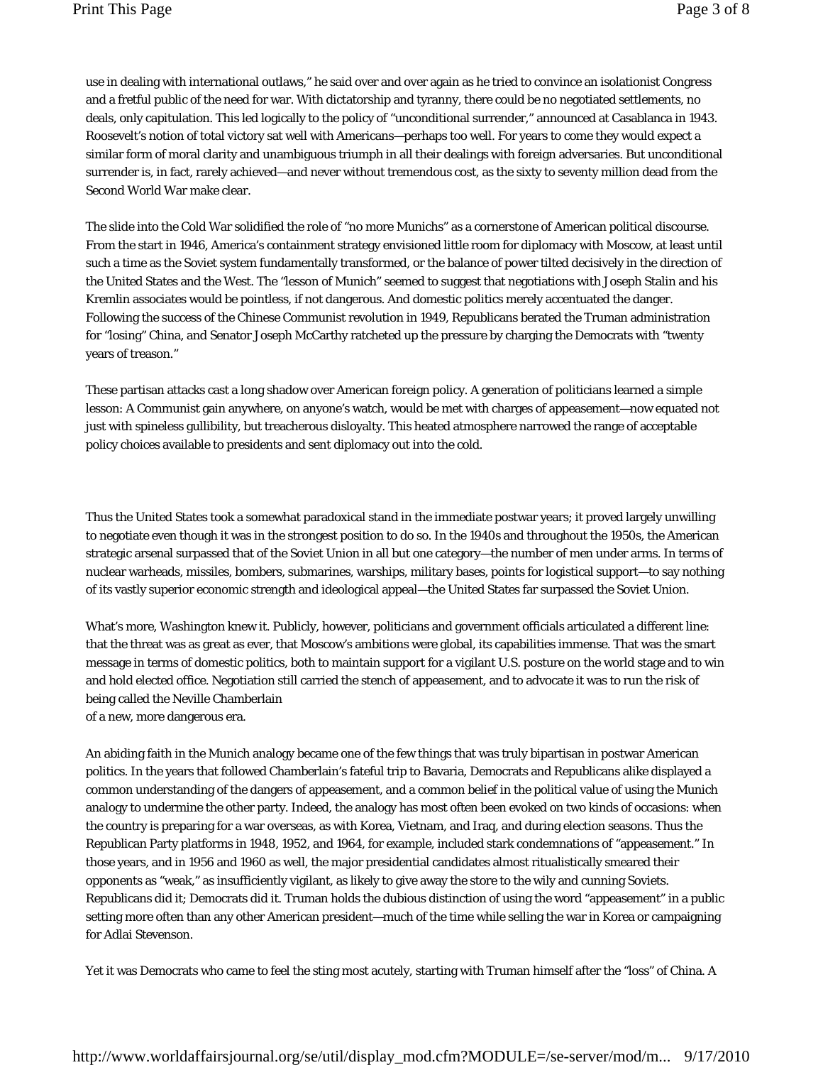use in dealing with international outlaws," he said over and over again as he tried to convince an isolationist Congress and a fretful public of the need for war. With dictatorship and tyranny, there could be no negotiated settlements, no deals, only capitulation. This led logically to the policy of "unconditional surrender," announced at Casablanca in 1943. Roosevelt's notion of total victory sat well with Americans—perhaps too well. For years to come they would expect a similar form of moral clarity and unambiguous triumph in all their dealings with foreign adversaries. But unconditional surrender is, in fact, rarely achieved—and never without tremendous cost, as the sixty to seventy million dead from the Second World War make clear.

The slide into the Cold War solidified the role of "no more Munichs" as a cornerstone of American political discourse. From the start in 1946, America's containment strategy envisioned little room for diplomacy with Moscow, at least until such a time as the Soviet system fundamentally transformed, or the balance of power tilted decisively in the direction of the United States and the West. The "lesson of Munich" seemed to suggest that negotiations with Joseph Stalin and his Kremlin associates would be pointless, if not dangerous. And domestic politics merely accentuated the danger. Following the success of the Chinese Communist revolution in 1949, Republicans berated the Truman administration for "losing" China, and Senator Joseph McCarthy ratcheted up the pressure by charging the Democrats with "twenty years of treason."

These partisan attacks cast a long shadow over American foreign policy. A generation of politicians learned a simple lesson: A Communist gain anywhere, on anyone's watch, would be met with charges of appeasement—now equated not just with spineless gullibility, but treacherous disloyalty. This heated atmosphere narrowed the range of acceptable policy choices available to presidents and sent diplomacy out into the cold.

Thus the United States took a somewhat paradoxical stand in the immediate postwar years; it proved largely unwilling to negotiate even though it was in the strongest position to do so. In the 1940s and throughout the 1950s, the American strategic arsenal surpassed that of the Soviet Union in all but one category—the number of men under arms. In terms of nuclear warheads, missiles, bombers, submarines, warships, military bases, points for logistical support—to say nothing of its vastly superior economic strength and ideological appeal—the United States far surpassed the Soviet Union.

What's more, Washington knew it. Publicly, however, politicians and government officials articulated a different line: that the threat was as great as ever, that Moscow's ambitions were global, its capabilities immense. That was the smart message in terms of domestic politics, both to maintain support for a vigilant U.S. posture on the world stage and to win and hold elected office. Negotiation still carried the stench of appeasement, and to advocate it was to run the risk of being called the Neville Chamberlain of a new, more dangerous era.

An abiding faith in the Munich analogy became one of the few things that was truly bipartisan in postwar American politics. In the years that followed Chamberlain's fateful trip to Bavaria, Democrats and Republicans alike displayed a common understanding of the dangers of appeasement, and a common belief in the political value of using the Munich analogy to undermine the other party. Indeed, the analogy has most often been evoked on two kinds of occasions: when the country is preparing for a war overseas, as with Korea, Vietnam, and Iraq, and during election seasons. Thus the Republican Party platforms in 1948, 1952, and 1964, for example, included stark condemnations of "appeasement." In those years, and in 1956 and 1960 as well, the major presidential candidates almost ritualistically smeared their opponents as "weak," as insufficiently vigilant, as likely to give away the store to the wily and cunning Soviets. Republicans did it; Democrats did it. Truman holds the dubious distinction of using the word "appeasement" in a public setting more often than any other American president—much of the time while selling the war in Korea or campaigning for Adlai Stevenson.

Yet it was Democrats who came to feel the sting most acutely, starting with Truman himself after the "loss" of China. A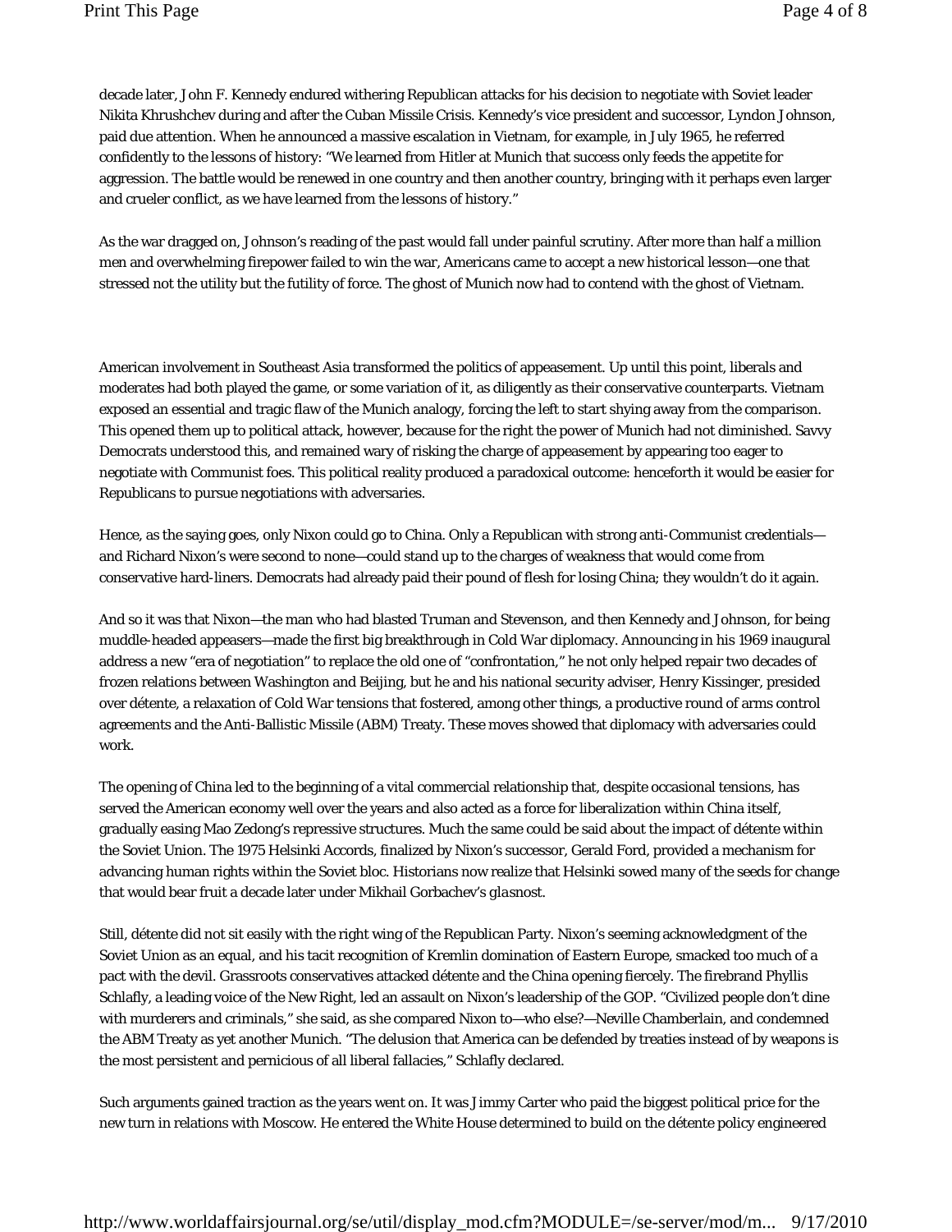decade later, John F. Kennedy endured withering Republican attacks for his decision to negotiate with Soviet leader Nikita Khrushchev during and after the Cuban Missile Crisis. Kennedy's vice president and successor, Lyndon Johnson, paid due attention. When he announced a massive escalation in Vietnam, for example, in July 1965, he referred confidently to the lessons of history: "We learned from Hitler at Munich that success only feeds the appetite for aggression. The battle would be renewed in one country and then another country, bringing with it perhaps even larger and crueler conflict, as we have learned from the lessons of history."

As the war dragged on, Johnson's reading of the past would fall under painful scrutiny. After more than half a million men and overwhelming firepower failed to win the war, Americans came to accept a new historical lesson—one that stressed not the utility but the futility of force. The ghost of Munich now had to contend with the ghost of Vietnam.

American involvement in Southeast Asia transformed the politics of appeasement. Up until this point, liberals and moderates had both played the game, or some variation of it, as diligently as their conservative counterparts. Vietnam exposed an essential and tragic flaw of the Munich analogy, forcing the left to start shying away from the comparison. This opened them up to political attack, however, because for the right the power of Munich had not diminished. Savvy Democrats understood this, and remained wary of risking the charge of appeasement by appearing too eager to negotiate with Communist foes. This political reality produced a paradoxical outcome: henceforth it would be easier for Republicans to pursue negotiations with adversaries.

Hence, as the saying goes, only Nixon could go to China. Only a Republican with strong anti-Communist credentials—and Richard Nixon's were second to none—could stand up to the charges of weakness that would come from conservative hard-liners. Democrats had already paid their pound of flesh for losing China; they wouldn't do it again.

And so it was that Nixon—the man who had blasted Truman and Stevenson, and then Kennedy and Johnson, for being muddle-headed appeasers—made the first big breakthrough in Cold War diplomacy. Announcing in his 1969 inaugural address a new "era of negotiation" to replace the old one of "confrontation," he not only helped repair two decades of frozen relations between Washington and Beijing, but he and his national security adviser, Henry Kissinger, presided over détente, a relaxation of Cold War tensions that fostered, among other things, a productive round of arms control agreements and the Anti-Ballistic Missile (ABM) Treaty. These moves showed that diplomacy with adversaries could work.

The opening of China led to the beginning of a vital commercial relationship that, despite occasional tensions, has served the American economy well over the years and also acted as a force for liberalization within China itself, gradually easing Mao Zedong's repressive structures. Much the same could be said about the impact of détente within the Soviet Union. The 1975 Helsinki Accords, finalized by Nixon's successor, Gerald Ford, provided a mechanism for advancing human rights within the Soviet bloc. Historians now realize that Helsinki sowed many of the seeds for change that would bear fruit a decade later under Mikhail Gorbachev's *glasnost*.

Still, détente did not sit easily with the right wing of the Republican Party. Nixon's seeming acknowledgment of the Soviet Union as an equal, and his tacit recognition of Kremlin domination of Eastern Europe, smacked too much of a pact with the devil. Grassroots conservatives attacked détente and the China opening fiercely. The firebrand Phyllis Schlafly, a leading voice of the New Right, led an assault on Nixon's leadership of the GOP. "Civilized people don't dine with murderers and criminals," she said, as she compared Nixon to—who else?—Neville Chamberlain, and condemned the ABM Treaty as yet another Munich. "The delusion that America can be defended by treaties instead of by weapons is the most persistent and pernicious of all liberal fallacies," Schlafly declared.

Such arguments gained traction as the years went on. It was Jimmy Carter who paid the biggest political price for the new turn in relations with Moscow. He entered the White House determined to build on the détente policy engineered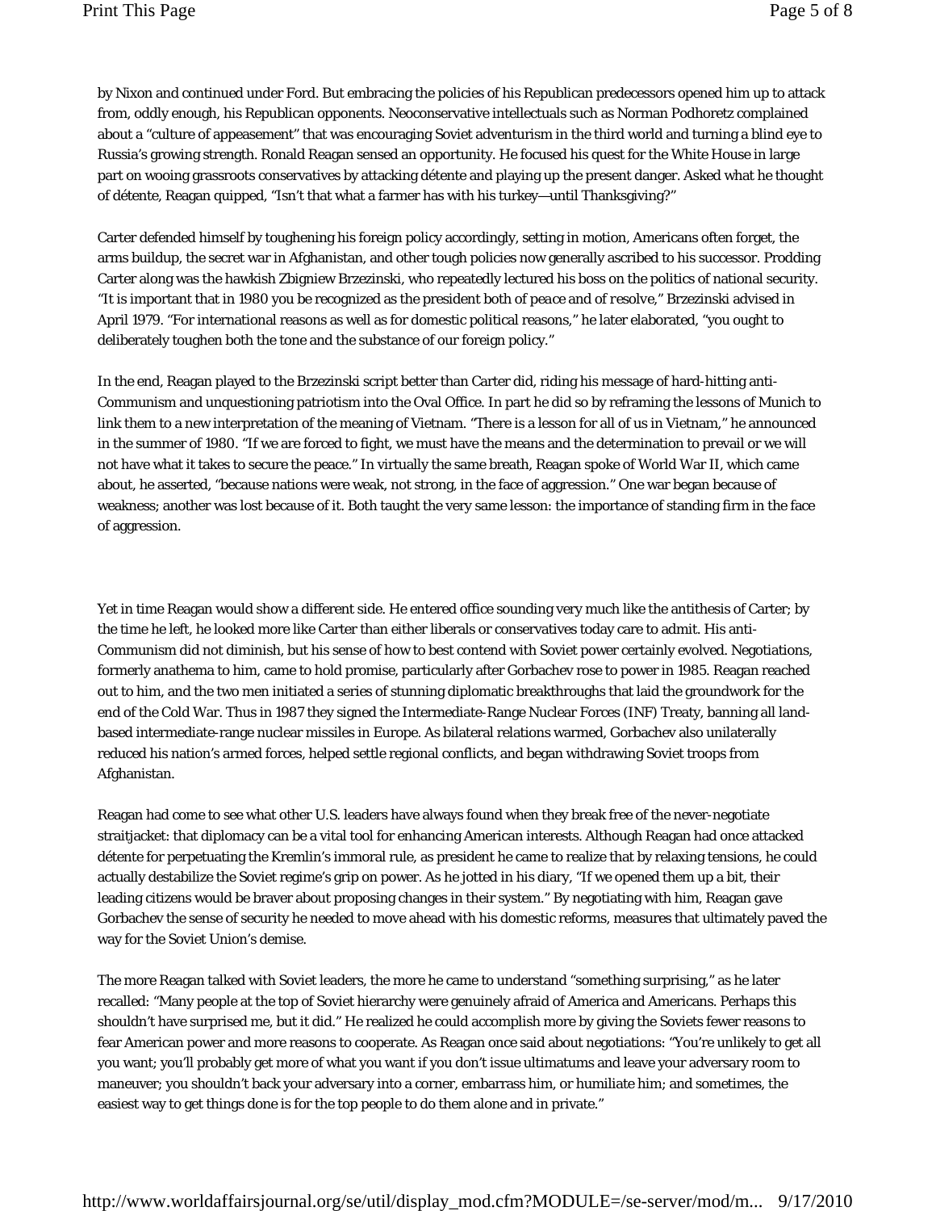by Nixon and continued under Ford. But embracing the policies of his Republican predecessors opened him up to attack from, oddly enough, his Republican opponents. Neoconservative intellectuals such as Norman Podhoretz complained about a "culture of appeasement" that was encouraging Soviet adventurism in the third world and turning a blind eye to Russia's growing strength. Ronald Reagan sensed an opportunity. He focused his quest for the White House in large part on wooing grassroots conservatives by attacking détente and playing up the present danger. Asked what he thought of détente, Reagan quipped, "Isn't that what a farmer has with his turkey—until Thanksgiving?"

Carter defended himself by toughening his foreign policy accordingly, setting in motion, Americans often forget, the arms buildup, the secret war in Afghanistan, and other tough policies now generally ascribed to his successor. Prodding Carter along was the hawkish Zbigniew Brzezinski, who repeatedly lectured his boss on the politics of national security. "It is important that in 1980 you be recognized as the president both of *peace* and of *resolve*," Brzezinski advised in April 1979. "For international reasons as well as for domestic political reasons," he later elaborated, "you ought to deliberately toughen both the tone and the substance of our foreign policy."

In the end, Reagan played to the Brzezinski script better than Carter did, riding his message of hard-hitting anti-Communism and unquestioning patriotism into the Oval Office. In part he did so by reframing the lessons of Munich to link them to a new interpretation of the meaning of Vietnam. "There is a lesson for all of us in Vietnam," he announced in the summer of 1980. "If we are forced to fight, we must have the means and the determination to prevail or we will not have what it takes to secure the peace." In virtually the same breath, Reagan spoke of World War II, which came about, he asserted, "because nations were weak, not strong, in the face of aggression." One war began because of weakness; another was lost because of it. Both taught the very same lesson: the importance of standing firm in the face of aggression.

Yet in time Reagan would show a different side. He entered office sounding very much like the antithesis of Carter; by the time he left, he looked more like Carter than either liberals or conservatives today care to admit. His anti-Communism did not diminish, but his sense of how to best contend with Soviet power certainly evolved. Negotiations, formerly anathema to him, came to hold promise, particularly after Gorbachev rose to power in 1985. Reagan reached out to him, and the two men initiated a series of stunning diplomatic breakthroughs that laid the groundwork for the end of the Cold War. Thus in 1987 they signed the Intermediate-Range Nuclear Forces (INF) Treaty, banning all land-based intermediate-range nuclear missiles in Europe. As bilateral relations warmed, Gorbachev also unilaterally reduced his nation's armed forces, helped settle regional conflicts, and began withdrawing Soviet troops from Afghanistan.

Reagan had come to see what other U.S. leaders have always found when they break free of the never-negotiate straitjacket: that diplomacy can be a vital tool for enhancing American interests. Although Reagan had once attacked détente for perpetuating the Kremlin's immoral rule, as president he came to realize that by relaxing tensions, he could actually destabilize the Soviet regime's grip on power. As he jotted in his diary, "If we opened them up a bit, their leading citizens would be braver about proposing changes in their system." By negotiating with him, Reagan gave Gorbachev the sense of security he needed to move ahead with his domestic reforms, measures that ultimately paved the way for the Soviet Union's demise.

The more Reagan talked with Soviet leaders, the more he came to understand "something surprising," as he later recalled: "Many people at the top of Soviet hierarchy were genuinely afraid of America and Americans. Perhaps this shouldn't have surprised me, but it did." He realized he could accomplish more by giving the Soviets fewer reasons to fear American power and more reasons to cooperate. As Reagan once said about negotiations: "You're unlikely to get all you want; you'll probably get more of what you want if you don't issue ultimatums and leave your adversary room to maneuver; you shouldn't back your adversary into a corner, embarrass him, or humiliate him; and sometimes, the easiest way to get things done is for the top people to do them alone and in private."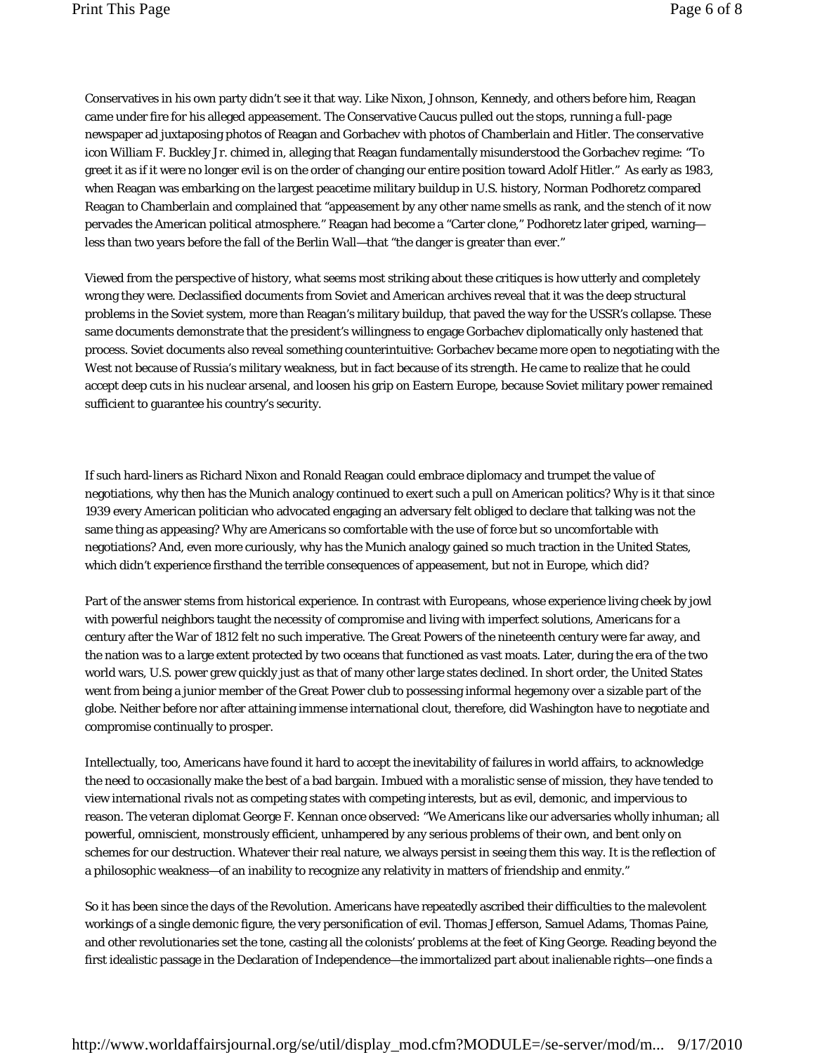Conservatives in his own party didn't see it that way. Like Nixon, Johnson, Kennedy, and others before him, Reagan came under fire for his alleged appeasement. The Conservative Caucus pulled out the stops, running a full-page newspaper ad juxtaposing photos of Reagan and Gorbachev with photos of Chamberlain and Hitler. The conservative icon William F. Buckley Jr. chimed in, alleging that Reagan fundamentally misunderstood the Gorbachev regime: "To greet it as if it were no longer evil is on the order of changing our entire position toward Adolf Hitler." As early as 1983, when Reagan was embarking on the largest peacetime military buildup in U.S. history, Norman Podhoretz compared Reagan to Chamberlain and complained that "appeasement by any other name smells as rank, and the stench of it now pervades the American political atmosphere." Reagan had become a "Carter clone," Podhoretz later griped, warning—less than two years before the fall of the Berlin Wall—that "the danger is greater than ever."

Viewed from the perspective of history, what seems most striking about these critiques is how utterly and completely wrong they were. Declassified documents from Soviet and American archives reveal that it was the deep structural problems in the Soviet system, more than Reagan's military buildup, that paved the way for the USSR's collapse. These same documents demonstrate that the president's willingness to engage Gorbachev diplomatically only hastened that process. Soviet documents also reveal something counterintuitive: Gorbachev became more open to negotiating with the West not because of Russia's military weakness, but in fact because of its strength. He came to realize that he could accept deep cuts in his nuclear arsenal, and loosen his grip on Eastern Europe, because Soviet military power remained sufficient to guarantee his country's security.

If such hard-liners as Richard Nixon and Ronald Reagan could embrace diplomacy and trumpet the value of negotiations, why then has the Munich analogy continued to exert such a pull on American politics? Why is it that since 1939 every American politician who advocated engaging an adversary felt obliged to declare that talking was not the same thing as appeasing? Why are Americans so comfortable with the use of force but so uncomfortable with negotiations? And, even more curiously, why has the Munich analogy gained so much traction in the United States, which didn't experience firsthand the terrible consequences of appeasement, but not in Europe, which did?

Part of the answer stems from historical experience. In contrast with Europeans, whose experience living cheek by jowl with powerful neighbors taught the necessity of compromise and living with imperfect solutions, Americans for a century after the War of 1812 felt no such imperative. The Great Powers of the nineteenth century were far away, and the nation was to a large extent protected by two oceans that functioned as vast moats. Later, during the era of the two world wars, U.S. power grew quickly just as that of many other large states declined. In short order, the United States went from being a junior member of the Great Power club to possessing informal hegemony over a sizable part of the globe. Neither before nor after attaining immense international clout, therefore, did Washington have to negotiate and compromise continually to prosper.

Intellectually, too, Americans have found it hard to accept the inevitability of failures in world affairs, to acknowledge the need to occasionally make the best of a bad bargain. Imbued with a moralistic sense of mission, they have tended to view international rivals not as competing states with competing interests, but as evil, demonic, and impervious to reason. The veteran diplomat George F. Kennan once observed: "We Americans like our adversaries wholly inhuman; all powerful, omniscient, monstrously efficient, unhampered by any serious problems of their own, and bent only on schemes for our destruction. Whatever their real nature, we always persist in seeing them this way. It is the reflection of a philosophic weakness—of an inability to recognize any relativity in matters of friendship and enmity."

So it has been since the days of the Revolution. Americans have repeatedly ascribed their difficulties to the malevolent workings of a single demonic figure, the very personification of evil. Thomas Jefferson, Samuel Adams, Thomas Paine, and other revolutionaries set the tone, casting all the colonists' problems at the feet of King George. Reading beyond the first idealistic passage in the Declaration of Independence—the immortalized part about inalienable rights—one finds a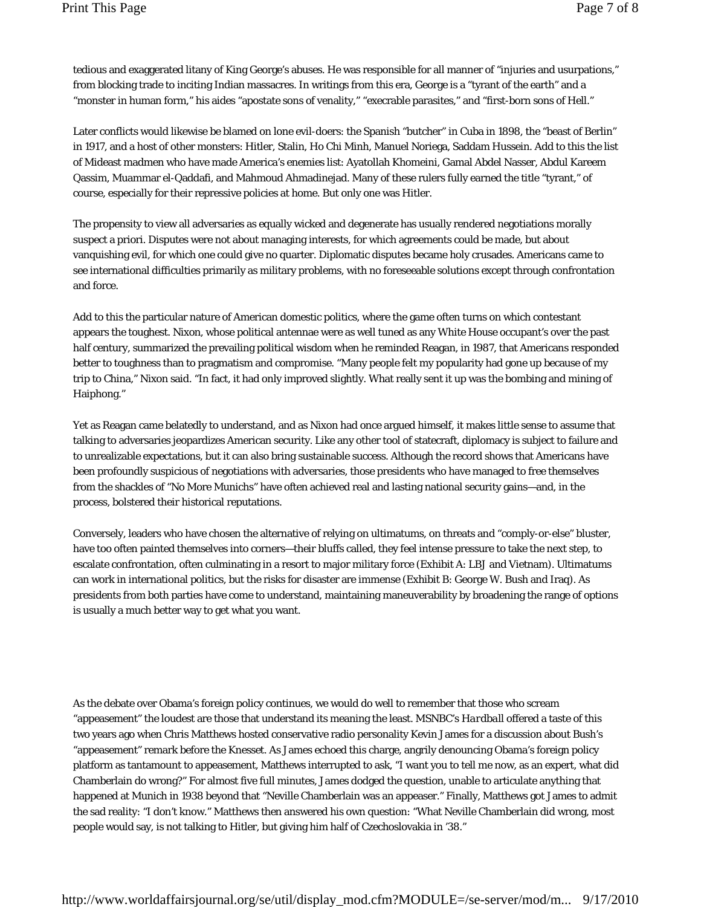tedious and exaggerated litany of King George's abuses. He was responsible for all manner of "injuries and usurpations," from blocking trade to inciting Indian massacres. In writings from this era, George is a "tyrant of the earth" and a "monster in human form," his aides "apostate sons of venality," "execrable parasites," and "first-born sons of Hell."

Later conflicts would likewise be blamed on lone evil-doers: the Spanish "butcher" in Cuba in 1898, the "beast of Berlin" in 1917, and a host of other monsters: Hitler, Stalin, Ho Chi Minh, Manuel Noriega, Saddam Hussein. Add to this the list of Mideast madmen who have made America's enemies list: Ayatollah Khomeini, Gamal Abdel Nasser, Abdul Kareem Qassim, Muammar el-Qaddafi, and Mahmoud Ahmadinejad. Many of these rulers fully earned the title "tyrant," of course, especially for their repressive policies at home. But only one was Hitler.

The propensity to view all adversaries as equally wicked and degenerate has usually rendered negotiations morally suspect a priori. Disputes were not about managing interests, for which agreements could be made, but about vanquishing evil, for which one could give no quarter. Diplomatic disputes became holy crusades. Americans came to see international difficulties primarily as military problems, with no foreseeable solutions except through confrontation and force.

Add to this the particular nature of American domestic politics, where the game often turns on which contestant appears the toughest. Nixon, whose political antennae were as well tuned as any White House occupant's over the past half century, summarized the prevailing political wisdom when he reminded Reagan, in 1987, that Americans responded better to toughness than to pragmatism and compromise. "Many people felt my popularity had gone up because of my trip to China," Nixon said. "In fact, it had only improved slightly. What really sent it up was the bombing and mining of Haiphong."

Yet as Reagan came belatedly to understand, and as Nixon had once argued himself, it makes little sense to assume that talking to adversaries jeopardizes American security. Like any other tool of statecraft, diplomacy is subject to failure and to unrealizable expectations, but it can also bring sustainable success. Although the record shows that Americans have been profoundly suspicious of negotiations with adversaries, those presidents who have managed to free themselves from the shackles of "No More Munichs" have often achieved real and lasting national security gains—and, in the process, bolstered their historical reputations.

Conversely, leaders who have chosen the alternative of relying on ultimatums, on threats and "comply-or-else" bluster, have too often painted themselves into corners—their bluffs called, they feel intense pressure to take the next step, to escalate confrontation, often culminating in a resort to major military force (Exhibit A: LBJ and Vietnam). Ultimatums can work in international politics, but the risks for disaster are immense (Exhibit B: George W. Bush and Iraq). As presidents from both parties have come to understand, maintaining maneuverability by broadening the range of options is usually a much better way to get what you want.

As the debate over Obama's foreign policy continues, we would do well to remember that those who scream "appeasement" the loudest are those that understand its meaning the least. MSNBC's *Hardball* offered a taste of this two years ago when Chris Matthews hosted conservative radio personality Kevin James for a discussion about Bush's "appeasement" remark before the Knesset. As James echoed this charge, angrily denouncing Obama's foreign policy platform as tantamount to appeasement, Matthews interrupted to ask, "I want you to tell me now, as an expert, what did Chamberlain do wrong?" For almost five full minutes, James dodged the question, unable to articulate anything that happened at Munich in 1938 beyond that "Neville Chamberlain was an appeaser." Finally, Matthews got James to admit the sad reality: "I don't know." Matthews then answered his own question: "What Neville Chamberlain did wrong, most people would say, is not talking to Hitler, but giving him half of Czechoslovakia in '38."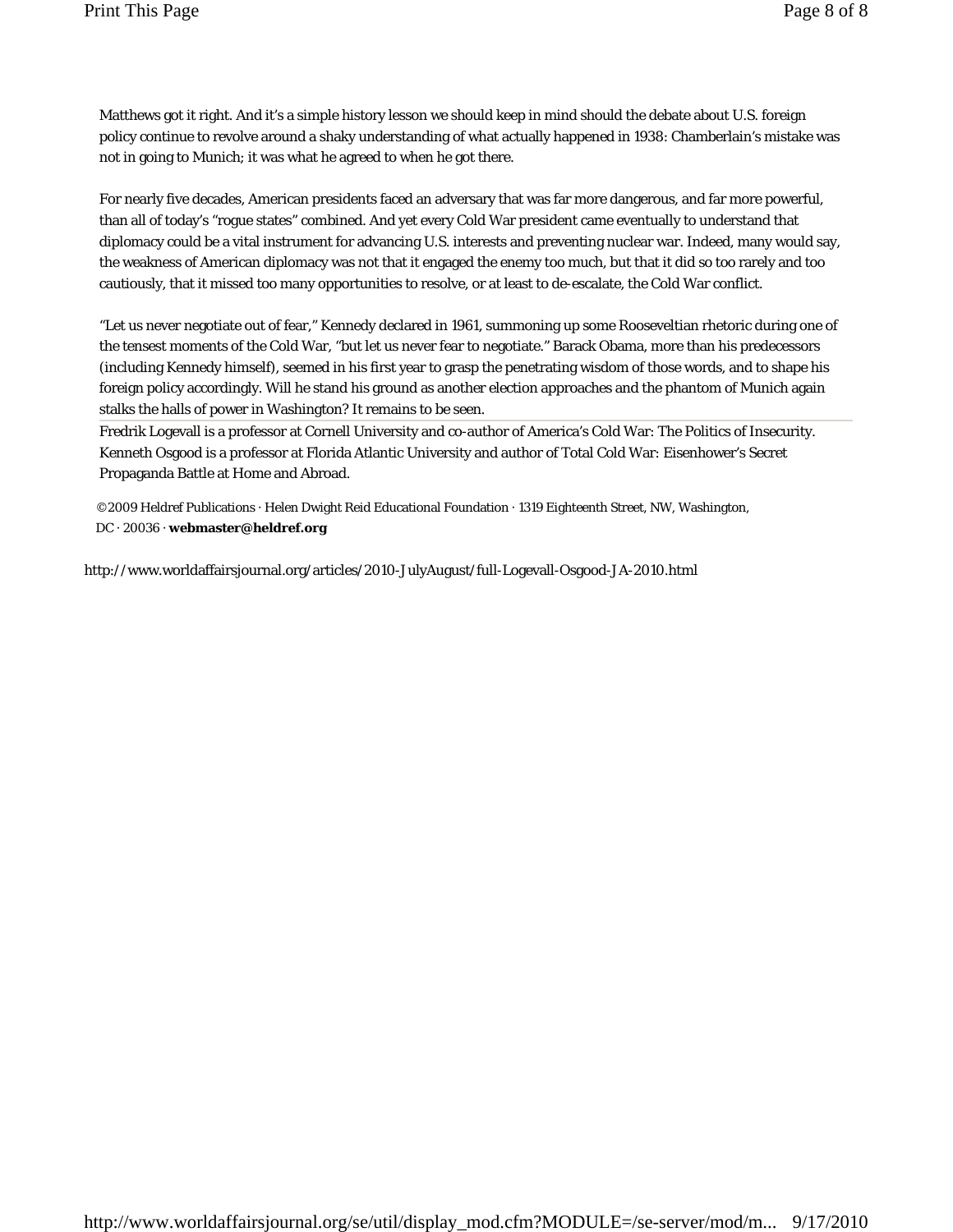Matthews got it right. And it's a simple history lesson we should keep in mind should the debate about U.S. foreign policy continue to revolve around a shaky understanding of what actually happened in 1938: Chamberlain's mistake was not in going to Munich; it was what he agreed to when he got there.

For nearly five decades, American presidents faced an adversary that was far more dangerous, and far more powerful, than all of today's "rogue states" combined. And yet every Cold War president came eventually to understand that diplomacy could be a vital instrument for advancing U.S. interests and preventing nuclear war. Indeed, many would say, the weakness of American diplomacy was not that it engaged the enemy too much, but that it did so too rarely and too cautiously, that it missed too many opportunities to resolve, or at least to de-escalate, the Cold War conflict.

"Let us never negotiate out of fear," Kennedy declared in 1961, summoning up some Rooseveltian rhetoric during one of the tensest moments of the Cold War, "but let us never fear to negotiate." Barack Obama, more than his predecessors (including Kennedy himself), seemed in his first year to grasp the penetrating wisdom of those words, and to shape his foreign policy accordingly. Will he stand his ground as another election approaches and the phantom of Munich again stalks the halls of power in Washington? It remains to be seen.

---

Fredrik Logevall is a professor at Cornell University and co-author of America's Cold War: The Politics of Insecurity. Kenneth Osgood is a professor at Florida Atlantic University and author of Total Cold War: Eisenhower's Secret Propaganda Battle at Home and Abroad.

©2009 Heldref Publications · Helen Dwight Reid Educational Foundation · 1319 Eighteenth Street, NW, Washington, DC · 20036 · **webmaster@heldref.org**

http://www.worldaffairsjournal.org/articles/2010-JulyAugust/full-Logevall-Osgood-JA-2010.html